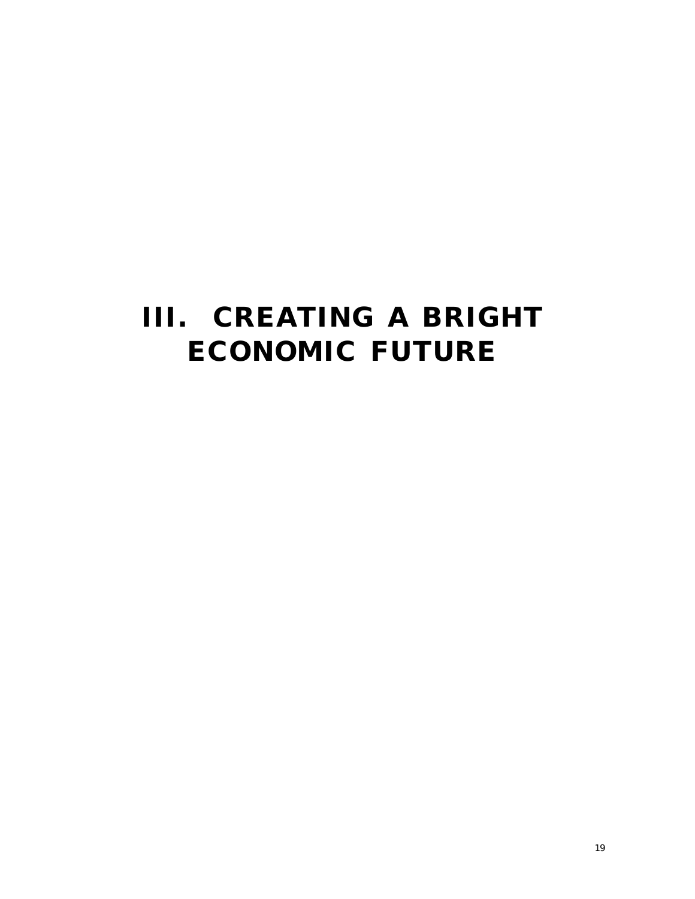# III. CREATING A BRIGHT ECONOMIC FUTURE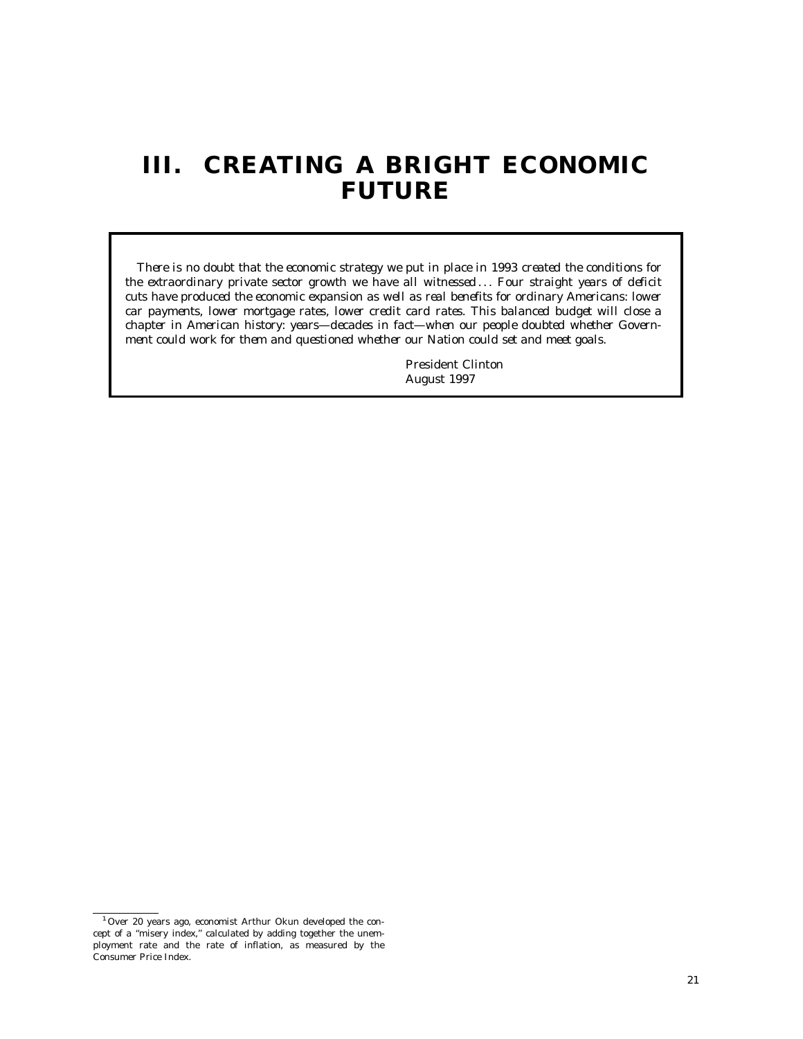# III. CREATING A BRIGHT ECONOMIC FUTURE

> *There is no doubt that the economic strategy we put in place in 1993 created the conditions for the extraordinary private sector growth we have all witnessed . . . Four straight years of deficit cuts have produced the economic expansion as well as real benefits for ordinary Americans: lower car payments, lower mortgage rates, lower credit card rates. This balanced budget will close a chapter in American history: years—decades in fact—when our people doubted whether Government could work for them and questioned whether our Nation could set and meet goals.*
>
> President Clinton
> August 1997

---

[1] Over 20 years ago, economist Arthur Okun developed the concept of a "misery index," calculated by adding together the unemployment rate and the rate of inflation, as measured by the Consumer Price Index.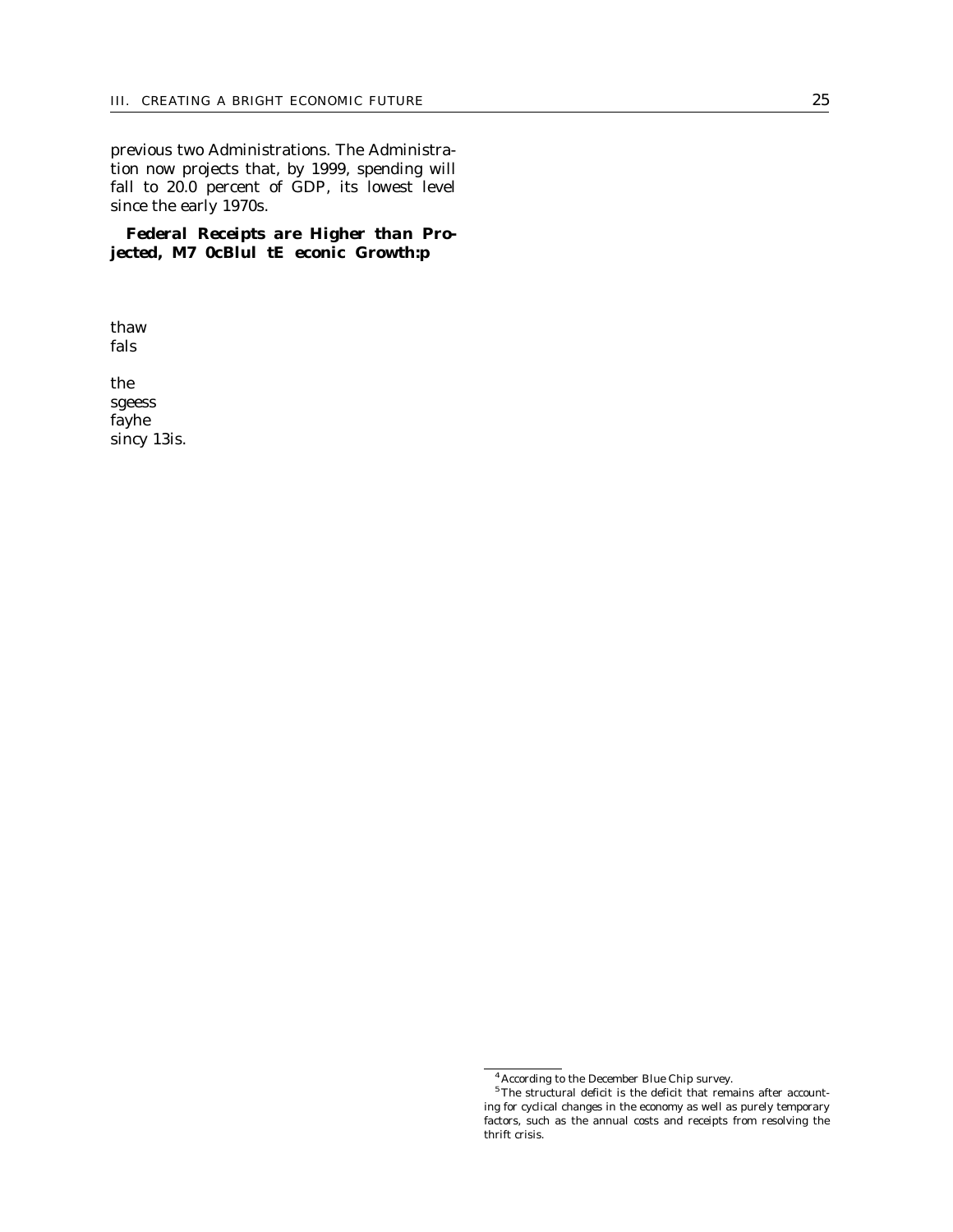previous two Administrations. The Administration now projects that, by 1999, spending will fall to 20.0 percent of GDP, its lowest level since the early 1970s.

***Federal Receipts are Higher than Projected, M7 0cBlul tE econic Growth:p***

thaw
fals

the
sgeess
fayhe
sincy 13is.

---

[4] According to the December Blue Chip survey.

[5] The structural deficit is the deficit that remains after accounting for cyclical changes in the economy as well as purely temporary factors, such as the annual costs and receipts from resolving the thrift crisis.